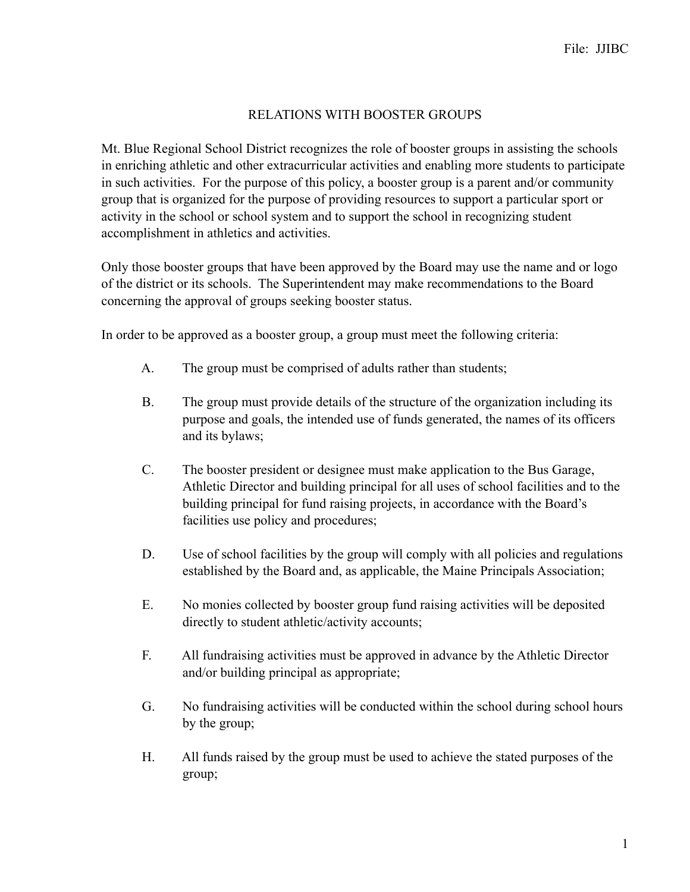File: JJIBC

# RELATIONS WITH BOOSTER GROUPS

Mt. Blue Regional School District recognizes the role of booster groups in assisting the schools in enriching athletic and other extracurricular activities and enabling more students to participate in such activities. For the purpose of this policy, a booster group is a parent and/or community group that is organized for the purpose of providing resources to support a particular sport or activity in the school or school system and to support the school in recognizing student accomplishment in athletics and activities.

Only those booster groups that have been approved by the Board may use the name and or logo of the district or its schools. The Superintendent may make recommendations to the Board concerning the approval of groups seeking booster status.

In order to be approved as a booster group, a group must meet the following criteria:

A. The group must be comprised of adults rather than students;

B. The group must provide details of the structure of the organization including its purpose and goals, the intended use of funds generated, the names of its officers and its bylaws;

C. The booster president or designee must make application to the Bus Garage, Athletic Director and building principal for all uses of school facilities and to the building principal for fund raising projects, in accordance with the Board's facilities use policy and procedures;

D. Use of school facilities by the group will comply with all policies and regulations established by the Board and, as applicable, the Maine Principals Association;

E. No monies collected by booster group fund raising activities will be deposited directly to student athletic/activity accounts;

F. All fundraising activities must be approved in advance by the Athletic Director and/or building principal as appropriate;

G. No fundraising activities will be conducted within the school during school hours by the group;

H. All funds raised by the group must be used to achieve the stated purposes of the group;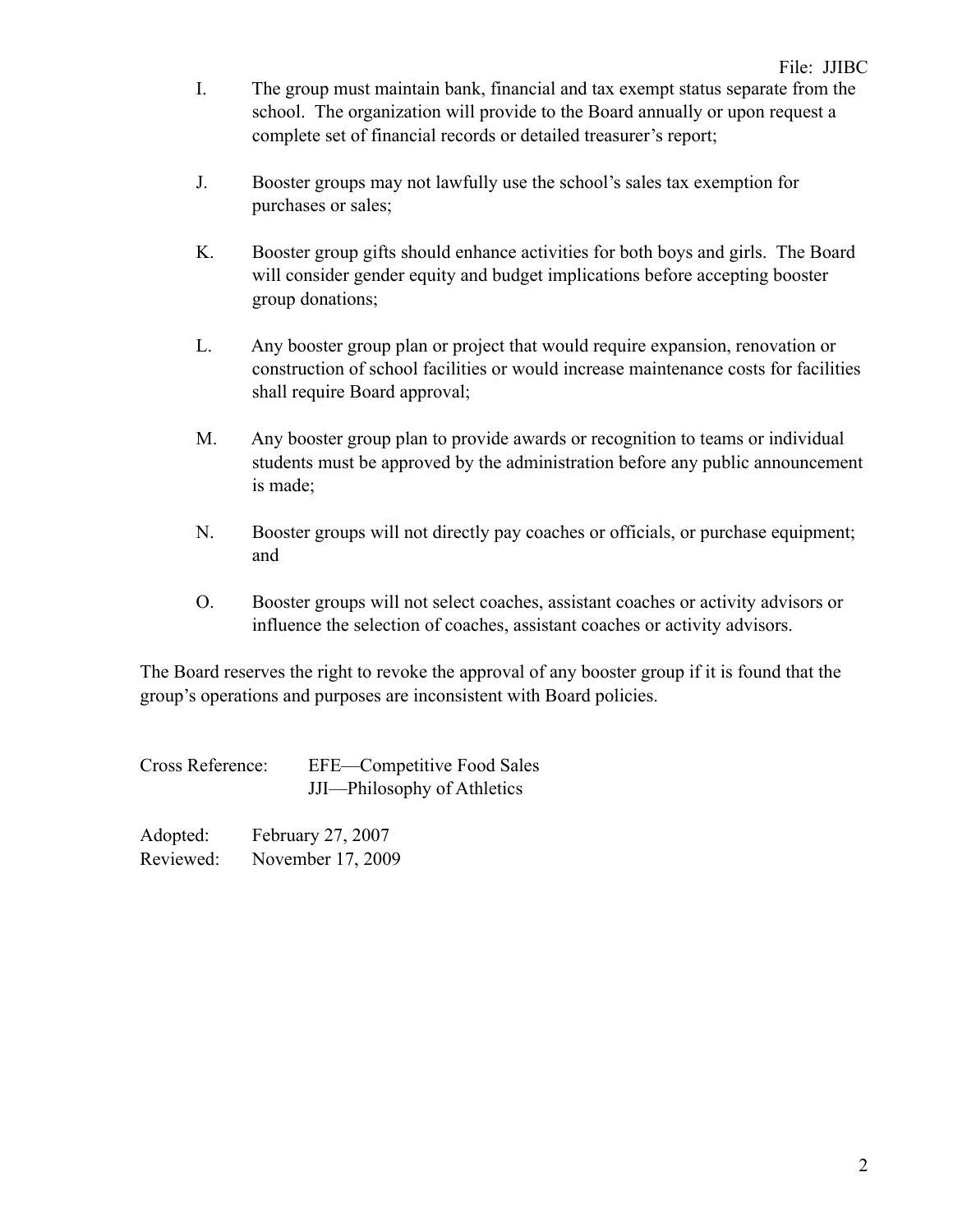I. The group must maintain bank, financial and tax exempt status separate from the school. The organization will provide to the Board annually or upon request a complete set of financial records or detailed treasurer's report;

J. Booster groups may not lawfully use the school's sales tax exemption for purchases or sales;

K. Booster group gifts should enhance activities for both boys and girls. The Board will consider gender equity and budget implications before accepting booster group donations;

L. Any booster group plan or project that would require expansion, renovation or construction of school facilities or would increase maintenance costs for facilities shall require Board approval;

M. Any booster group plan to provide awards or recognition to teams or individual students must be approved by the administration before any public announcement is made;

N. Booster groups will not directly pay coaches or officials, or purchase equipment; and

O. Booster groups will not select coaches, assistant coaches or activity advisors or influence the selection of coaches, assistant coaches or activity advisors.

The Board reserves the right to revoke the approval of any booster group if it is found that the group's operations and purposes are inconsistent with Board policies.

Cross Reference: EFE—Competitive Food Sales
JJI—Philosophy of Athletics

Adopted: February 27, 2007
Reviewed: November 17, 2009